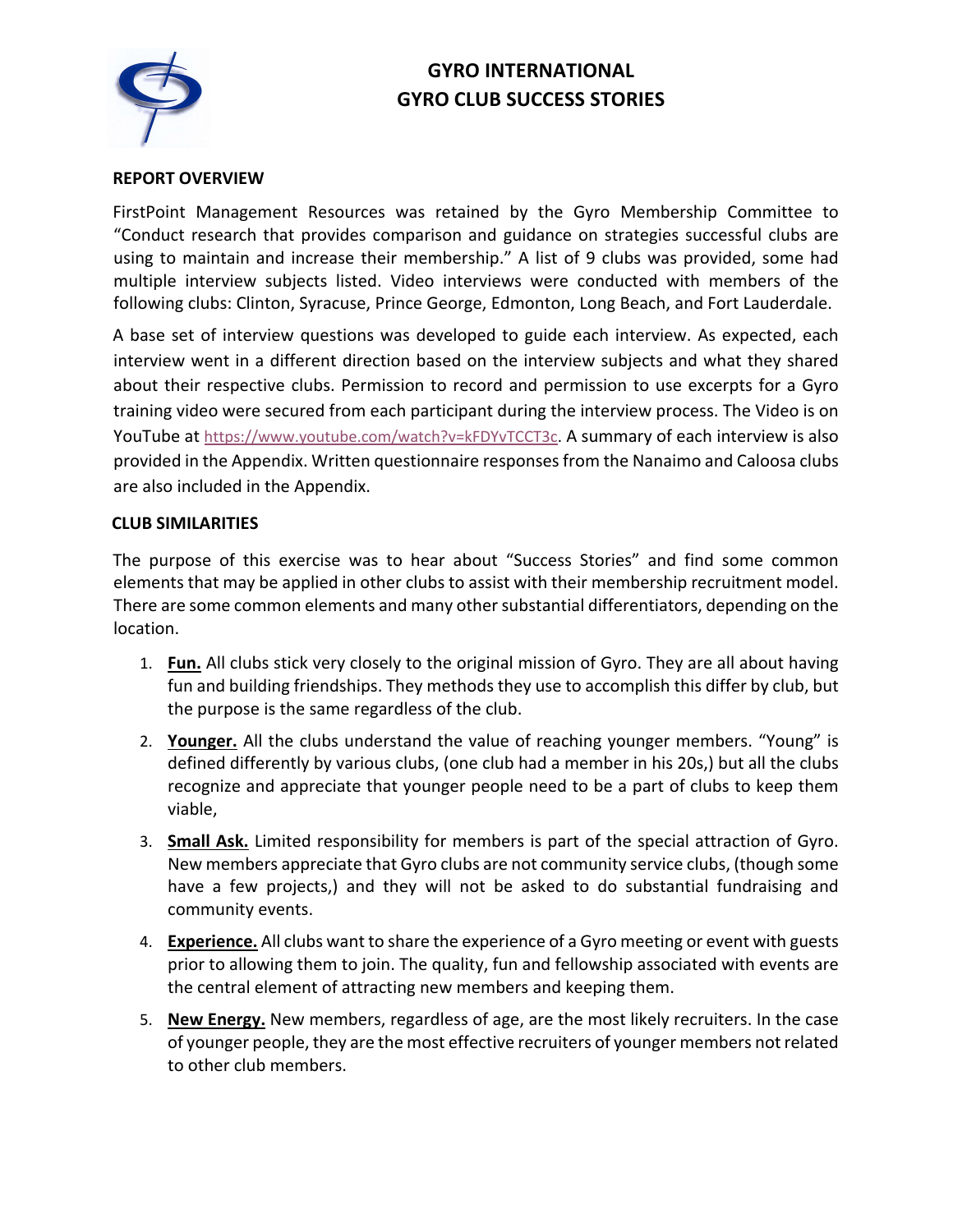# GYRO INTERNATIONAL
# GYRO CLUB SUCCESS STORIES

## REPORT OVERVIEW

FirstPoint Management Resources was retained by the Gyro Membership Committee to "Conduct research that provides comparison and guidance on strategies successful clubs are using to maintain and increase their membership." A list of 9 clubs was provided, some had multiple interview subjects listed. Video interviews were conducted with members of the following clubs: Clinton, Syracuse, Prince George, Edmonton, Long Beach, and Fort Lauderdale.

A base set of interview questions was developed to guide each interview. As expected, each interview went in a different direction based on the interview subjects and what they shared about their respective clubs. Permission to record and permission to use excerpts for a Gyro training video were secured from each participant during the interview process. The Video is on YouTube at https://www.youtube.com/watch?v=kFDYvTCCT3c. A summary of each interview is also provided in the Appendix. Written questionnaire responses from the Nanaimo and Caloosa clubs are also included in the Appendix.

## CLUB SIMILARITIES

The purpose of this exercise was to hear about "Success Stories" and find some common elements that may be applied in other clubs to assist with their membership recruitment model. There are some common elements and many other substantial differentiators, depending on the location.

1. **Fun.** All clubs stick very closely to the original mission of Gyro. They are all about having fun and building friendships. They methods they use to accomplish this differ by club, but the purpose is the same regardless of the club.
2. **Younger.** All the clubs understand the value of reaching younger members. "Young" is defined differently by various clubs, (one club had a member in his 20s,) but all the clubs recognize and appreciate that younger people need to be a part of clubs to keep them viable,
3. **Small Ask.** Limited responsibility for members is part of the special attraction of Gyro. New members appreciate that Gyro clubs are not community service clubs, (though some have a few projects,) and they will not be asked to do substantial fundraising and community events.
4. **Experience.** All clubs want to share the experience of a Gyro meeting or event with guests prior to allowing them to join. The quality, fun and fellowship associated with events are the central element of attracting new members and keeping them.
5. **New Energy.** New members, regardless of age, are the most likely recruiters. In the case of younger people, they are the most effective recruiters of younger members not related to other club members.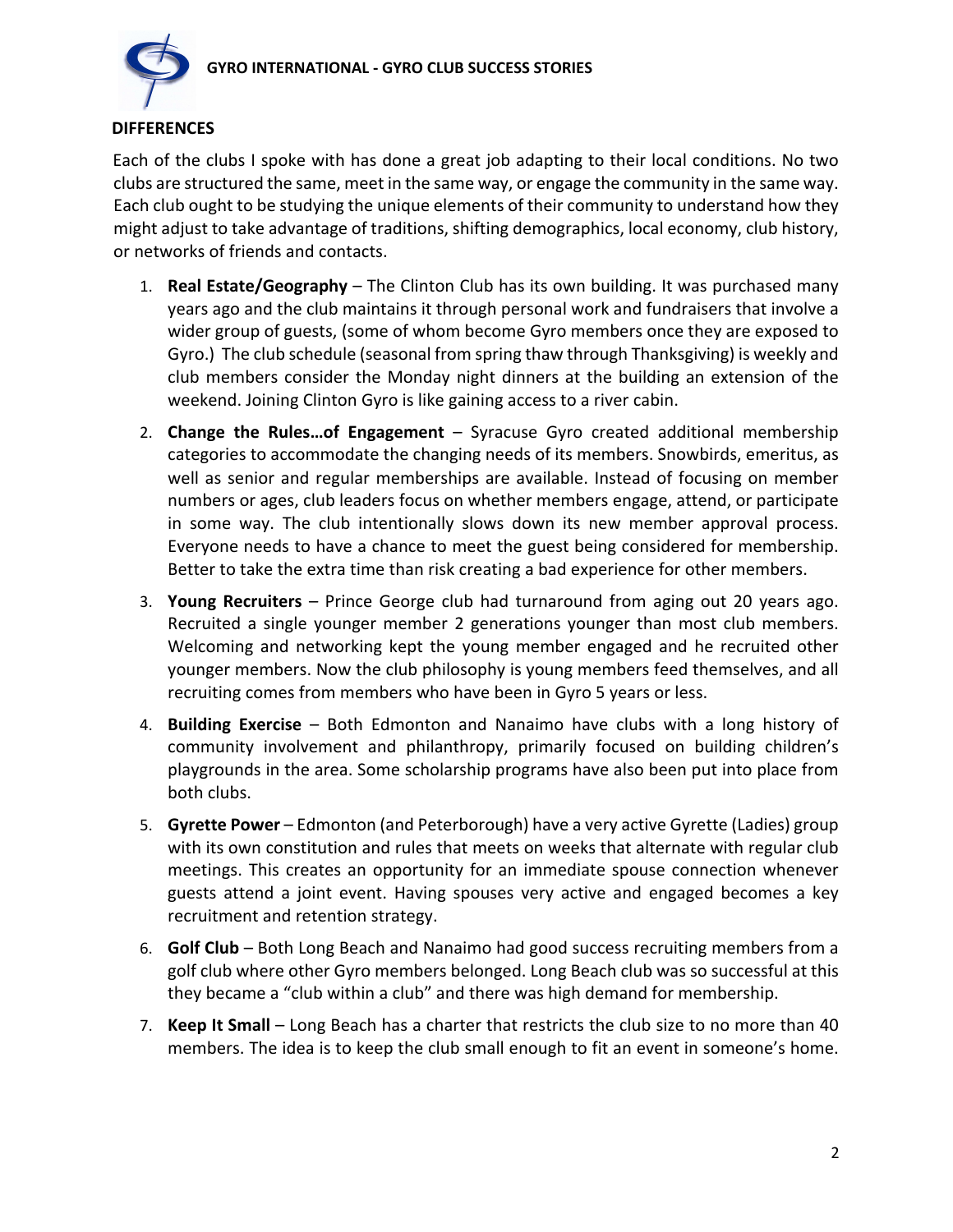## DIFFERENCES

Each of the clubs I spoke with has done a great job adapting to their local conditions. No two clubs are structured the same, meet in the same way, or engage the community in the same way. Each club ought to be studying the unique elements of their community to understand how they might adjust to take advantage of traditions, shifting demographics, local economy, club history, or networks of friends and contacts.

1. **Real Estate/Geography** – The Clinton Club has its own building. It was purchased many years ago and the club maintains it through personal work and fundraisers that involve a wider group of guests, (some of whom become Gyro members once they are exposed to Gyro.) The club schedule (seasonal from spring thaw through Thanksgiving) is weekly and club members consider the Monday night dinners at the building an extension of the weekend. Joining Clinton Gyro is like gaining access to a river cabin.
2. **Change the Rules…of Engagement** – Syracuse Gyro created additional membership categories to accommodate the changing needs of its members. Snowbirds, emeritus, as well as senior and regular memberships are available. Instead of focusing on member numbers or ages, club leaders focus on whether members engage, attend, or participate in some way. The club intentionally slows down its new member approval process. Everyone needs to have a chance to meet the guest being considered for membership. Better to take the extra time than risk creating a bad experience for other members.
3. **Young Recruiters** – Prince George club had turnaround from aging out 20 years ago. Recruited a single younger member 2 generations younger than most club members. Welcoming and networking kept the young member engaged and he recruited other younger members. Now the club philosophy is young members feed themselves, and all recruiting comes from members who have been in Gyro 5 years or less.
4. **Building Exercise** – Both Edmonton and Nanaimo have clubs with a long history of community involvement and philanthropy, primarily focused on building children's playgrounds in the area. Some scholarship programs have also been put into place from both clubs.
5. **Gyrette Power** – Edmonton (and Peterborough) have a very active Gyrette (Ladies) group with its own constitution and rules that meets on weeks that alternate with regular club meetings. This creates an opportunity for an immediate spouse connection whenever guests attend a joint event. Having spouses very active and engaged becomes a key recruitment and retention strategy.
6. **Golf Club** – Both Long Beach and Nanaimo had good success recruiting members from a golf club where other Gyro members belonged. Long Beach club was so successful at this they became a "club within a club" and there was high demand for membership.
7. **Keep It Small** – Long Beach has a charter that restricts the club size to no more than 40 members. The idea is to keep the club small enough to fit an event in someone's home.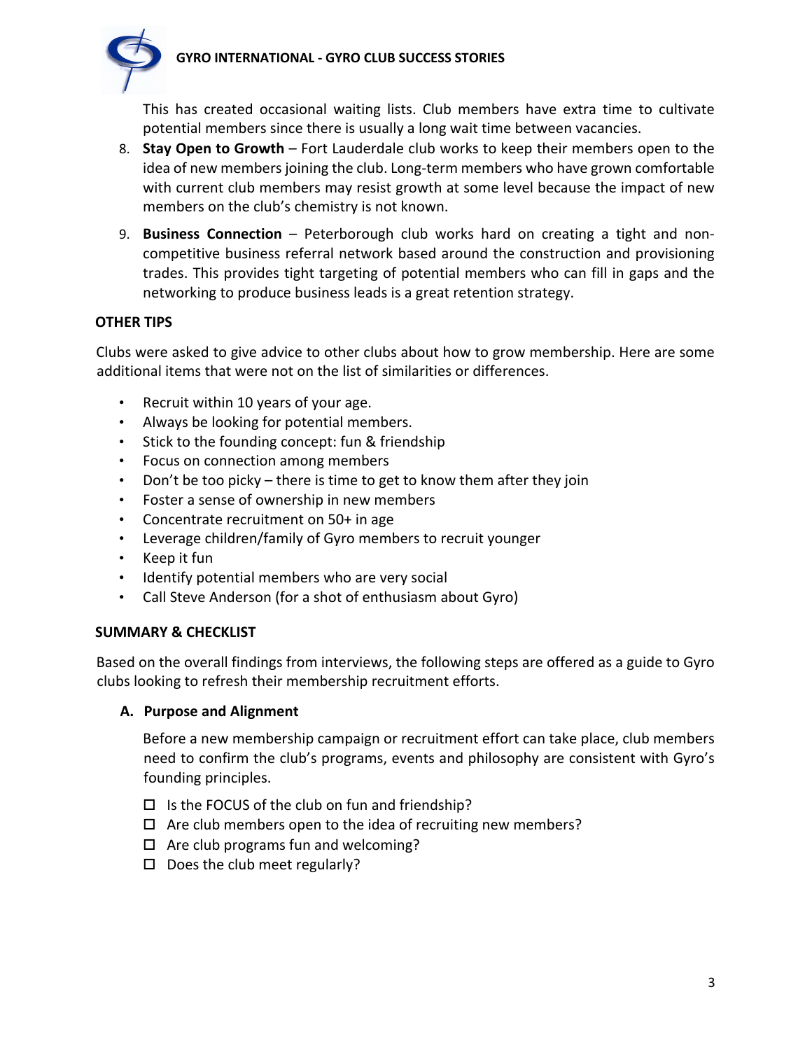This has created occasional waiting lists. Club members have extra time to cultivate potential members since there is usually a long wait time between vacancies.

8. **Stay Open to Growth** – Fort Lauderdale club works to keep their members open to the idea of new members joining the club. Long-term members who have grown comfortable with current club members may resist growth at some level because the impact of new members on the club's chemistry is not known.
9. **Business Connection** – Peterborough club works hard on creating a tight and non-competitive business referral network based around the construction and provisioning trades. This provides tight targeting of potential members who can fill in gaps and the networking to produce business leads is a great retention strategy.

## OTHER TIPS

Clubs were asked to give advice to other clubs about how to grow membership. Here are some additional items that were not on the list of similarities or differences.

- Recruit within 10 years of your age.
- Always be looking for potential members.
- Stick to the founding concept: fun & friendship
- Focus on connection among members
- Don't be too picky – there is time to get to know them after they join
- Foster a sense of ownership in new members
- Concentrate recruitment on 50+ in age
- Leverage children/family of Gyro members to recruit younger
- Keep it fun
- Identify potential members who are very social
- Call Steve Anderson (for a shot of enthusiasm about Gyro)

## SUMMARY & CHECKLIST

Based on the overall findings from interviews, the following steps are offered as a guide to Gyro clubs looking to refresh their membership recruitment efforts.

### A. Purpose and Alignment

Before a new membership campaign or recruitment effort can take place, club members need to confirm the club's programs, events and philosophy are consistent with Gyro's founding principles.

- [ ] Is the FOCUS of the club on fun and friendship?
- [ ] Are club members open to the idea of recruiting new members?
- [ ] Are club programs fun and welcoming?
- [ ] Does the club meet regularly?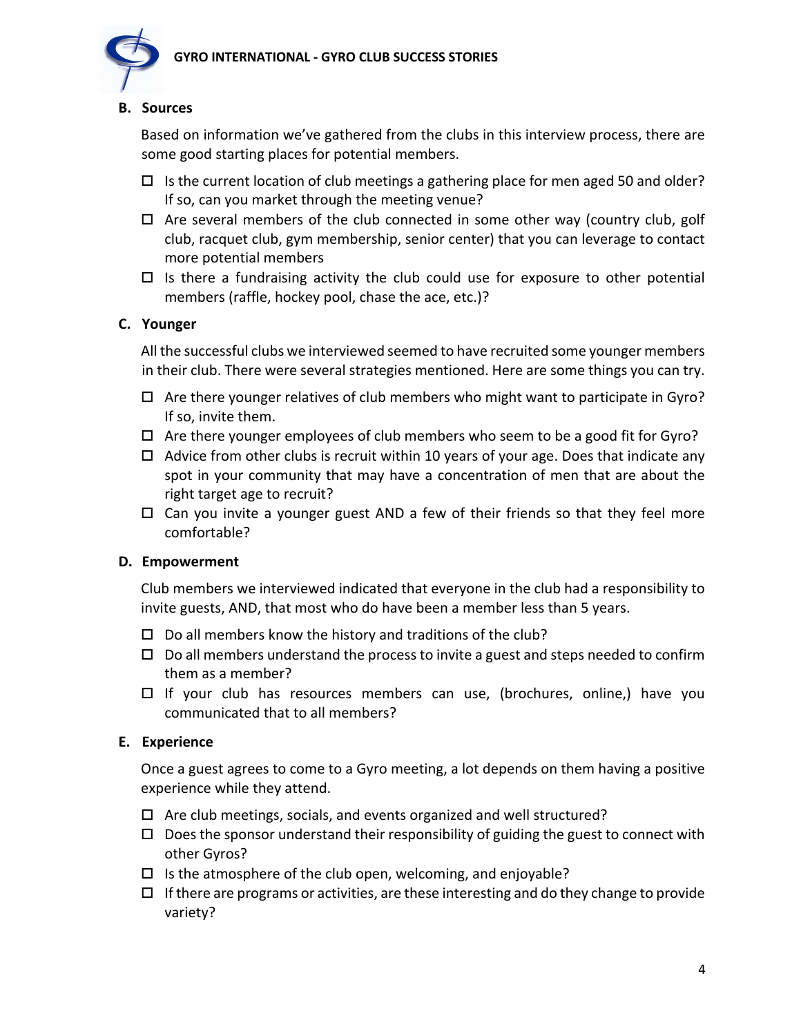## B. Sources

Based on information we've gathered from the clubs in this interview process, there are some good starting places for potential members.

- ☐ Is the current location of club meetings a gathering place for men aged 50 and older? If so, can you market through the meeting venue?
- ☐ Are several members of the club connected in some other way (country club, golf club, racquet club, gym membership, senior center) that you can leverage to contact more potential members
- ☐ Is there a fundraising activity the club could use for exposure to other potential members (raffle, hockey pool, chase the ace, etc.)?

## C. Younger

All the successful clubs we interviewed seemed to have recruited some younger members in their club. There were several strategies mentioned. Here are some things you can try.

- ☐ Are there younger relatives of club members who might want to participate in Gyro? If so, invite them.
- ☐ Are there younger employees of club members who seem to be a good fit for Gyro?
- ☐ Advice from other clubs is recruit within 10 years of your age. Does that indicate any spot in your community that may have a concentration of men that are about the right target age to recruit?
- ☐ Can you invite a younger guest AND a few of their friends so that they feel more comfortable?

## D. Empowerment

Club members we interviewed indicated that everyone in the club had a responsibility to invite guests, AND, that most who do have been a member less than 5 years.

- ☐ Do all members know the history and traditions of the club?
- ☐ Do all members understand the process to invite a guest and steps needed to confirm them as a member?
- ☐ If your club has resources members can use, (brochures, online,) have you communicated that to all members?

## E. Experience

Once a guest agrees to come to a Gyro meeting, a lot depends on them having a positive experience while they attend.

- ☐ Are club meetings, socials, and events organized and well structured?
- ☐ Does the sponsor understand their responsibility of guiding the guest to connect with other Gyros?
- ☐ Is the atmosphere of the club open, welcoming, and enjoyable?
- ☐ If there are programs or activities, are these interesting and do they change to provide variety?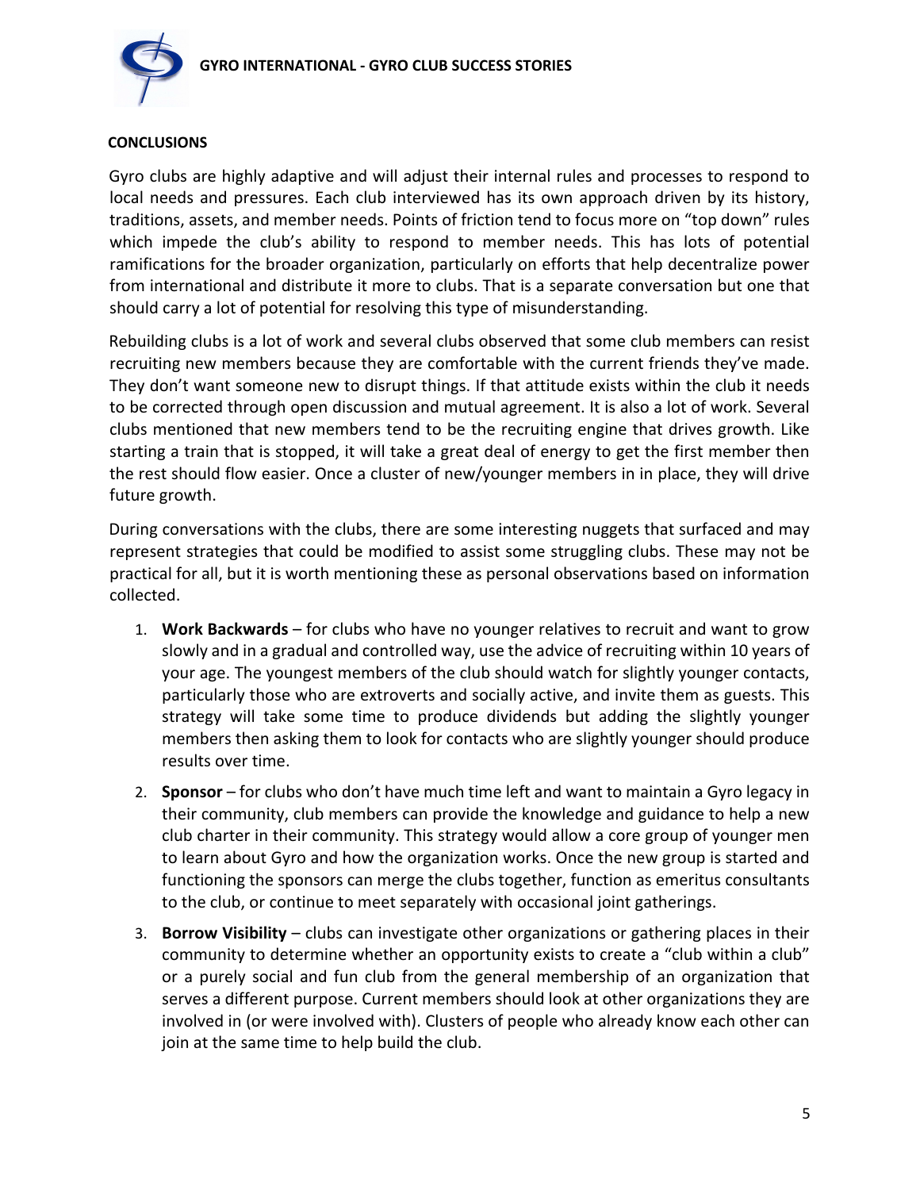**CONCLUSIONS**

Gyro clubs are highly adaptive and will adjust their internal rules and processes to respond to local needs and pressures. Each club interviewed has its own approach driven by its history, traditions, assets, and member needs. Points of friction tend to focus more on "top down" rules which impede the club's ability to respond to member needs. This has lots of potential ramifications for the broader organization, particularly on efforts that help decentralize power from international and distribute it more to clubs. That is a separate conversation but one that should carry a lot of potential for resolving this type of misunderstanding.

Rebuilding clubs is a lot of work and several clubs observed that some club members can resist recruiting new members because they are comfortable with the current friends they've made. They don't want someone new to disrupt things. If that attitude exists within the club it needs to be corrected through open discussion and mutual agreement. It is also a lot of work. Several clubs mentioned that new members tend to be the recruiting engine that drives growth. Like starting a train that is stopped, it will take a great deal of energy to get the first member then the rest should flow easier. Once a cluster of new/younger members in in place, they will drive future growth.

During conversations with the clubs, there are some interesting nuggets that surfaced and may represent strategies that could be modified to assist some struggling clubs. These may not be practical for all, but it is worth mentioning these as personal observations based on information collected.

1. **Work Backwards** – for clubs who have no younger relatives to recruit and want to grow slowly and in a gradual and controlled way, use the advice of recruiting within 10 years of your age. The youngest members of the club should watch for slightly younger contacts, particularly those who are extroverts and socially active, and invite them as guests. This strategy will take some time to produce dividends but adding the slightly younger members then asking them to look for contacts who are slightly younger should produce results over time.
2. **Sponsor** – for clubs who don't have much time left and want to maintain a Gyro legacy in their community, club members can provide the knowledge and guidance to help a new club charter in their community. This strategy would allow a core group of younger men to learn about Gyro and how the organization works. Once the new group is started and functioning the sponsors can merge the clubs together, function as emeritus consultants to the club, or continue to meet separately with occasional joint gatherings.
3. **Borrow Visibility** – clubs can investigate other organizations or gathering places in their community to determine whether an opportunity exists to create a "club within a club" or a purely social and fun club from the general membership of an organization that serves a different purpose. Current members should look at other organizations they are involved in (or were involved with). Clusters of people who already know each other can join at the same time to help build the club.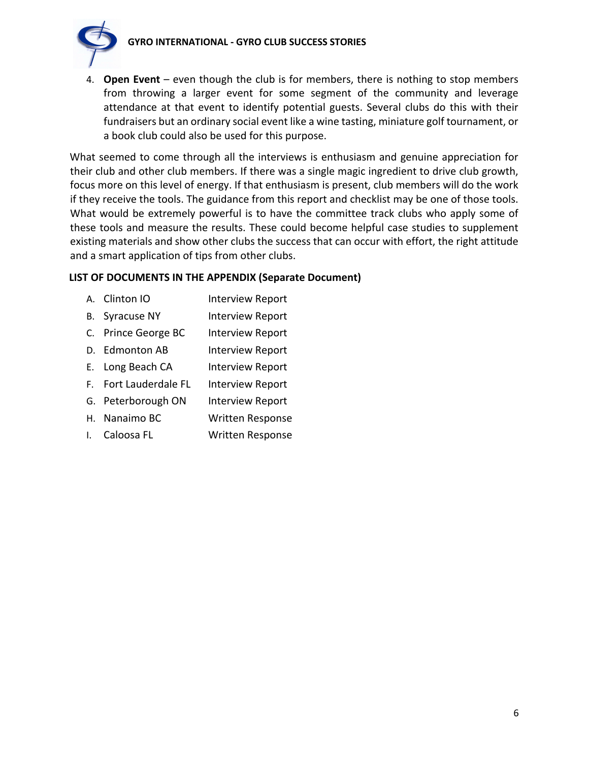4. **Open Event** – even though the club is for members, there is nothing to stop members from throwing a larger event for some segment of the community and leverage attendance at that event to identify potential guests. Several clubs do this with their fundraisers but an ordinary social event like a wine tasting, miniature golf tournament, or a book club could also be used for this purpose.

What seemed to come through all the interviews is enthusiasm and genuine appreciation for their club and other club members. If there was a single magic ingredient to drive club growth, focus more on this level of energy. If that enthusiasm is present, club members will do the work if they receive the tools. The guidance from this report and checklist may be one of those tools. What would be extremely powerful is to have the committee track clubs who apply some of these tools and measure the results. These could become helpful case studies to supplement existing materials and show other clubs the success that can occur with effort, the right attitude and a smart application of tips from other clubs.

**LIST OF DOCUMENTS IN THE APPENDIX (Separate Document)**

| | | |
|---|---|---|
| A. | Clinton IO | Interview Report |
| B. | Syracuse NY | Interview Report |
| C. | Prince George BC | Interview Report |
| D. | Edmonton AB | Interview Report |
| E. | Long Beach CA | Interview Report |
| F. | Fort Lauderdale FL | Interview Report |
| G. | Peterborough ON | Interview Report |
| H. | Nanaimo BC | Written Response |
| I. | Caloosa FL | Written Response |